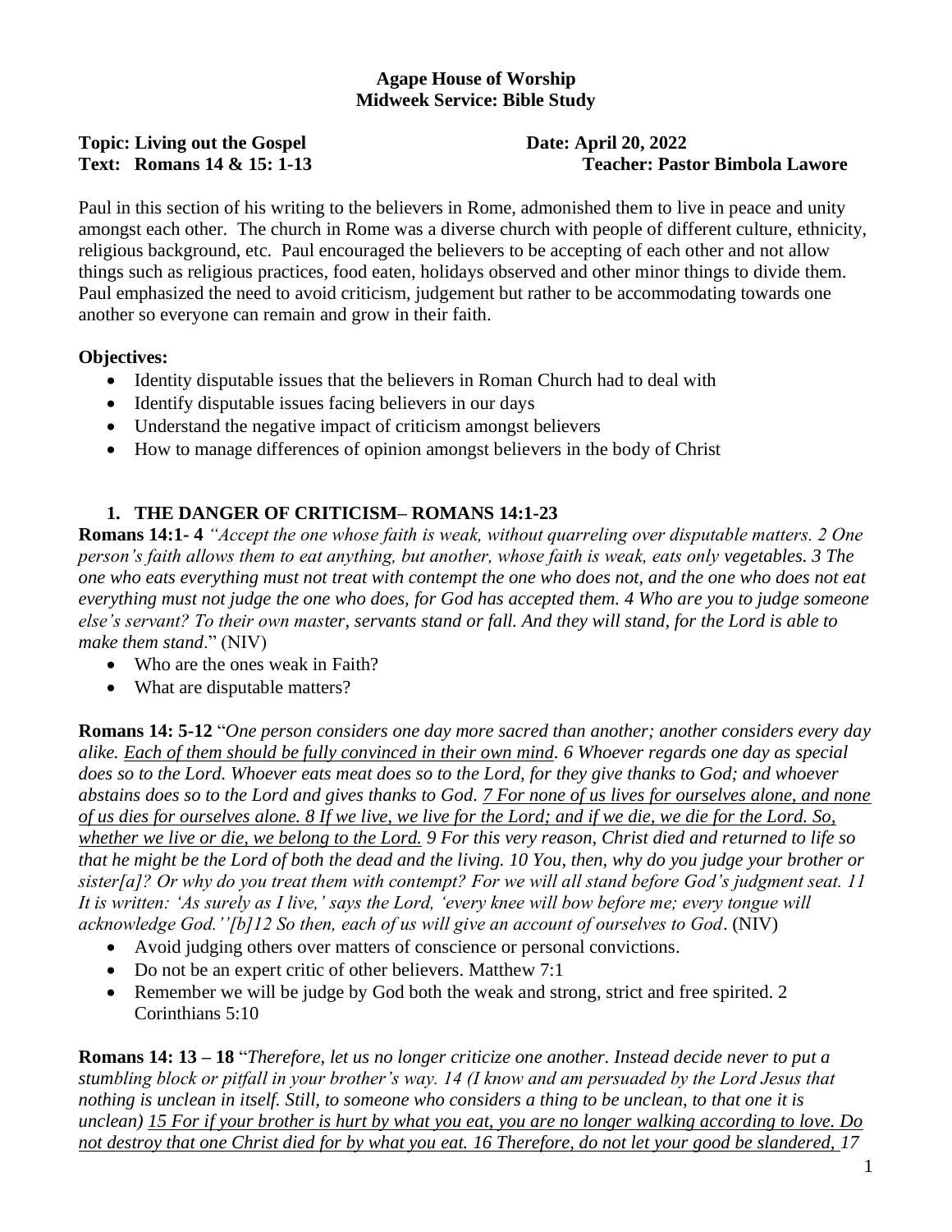**Agape House of Worship**
**Midweek Service: Bible Study**

**Topic: Living out the Gospel** **Date: April 20, 2022**
**Text: Romans 14 & 15: 1-13** **Teacher: Pastor Bimbola Lawore**

Paul in this section of his writing to the believers in Rome, admonished them to live in peace and unity amongst each other. The church in Rome was a diverse church with people of different culture, ethnicity, religious background, etc. Paul encouraged the believers to be accepting of each other and not allow things such as religious practices, food eaten, holidays observed and other minor things to divide them. Paul emphasized the need to avoid criticism, judgement but rather to be accommodating towards one another so everyone can remain and grow in their faith.

**Objectives:**

- Identity disputable issues that the believers in Roman Church had to deal with
- Identify disputable issues facing believers in our days
- Understand the negative impact of criticism amongst believers
- How to manage differences of opinion amongst believers in the body of Christ

## 1. THE DANGER OF CRITICISM– ROMANS 14:1-23

**Romans 14:1- 4** *"Accept the one whose faith is weak, without quarreling over disputable matters. 2 One person's faith allows them to eat anything, but another, whose faith is weak, eats only vegetables. 3 The one who eats everything must not treat with contempt the one who does not, and the one who does not eat everything must not judge the one who does, for God has accepted them. 4 Who are you to judge someone else's servant? To their own master, servants stand or fall. And they will stand, for the Lord is able to make them stand*." (NIV)

- Who are the ones weak in Faith?
- What are disputable matters?

**Romans 14: 5-12** "*One person considers one day more sacred than another; another considers every day alike. <u>Each of them should be fully convinced in their own mind</u>. 6 Whoever regards one day as special does so to the Lord. Whoever eats meat does so to the Lord, for they give thanks to God; and whoever abstains does so to the Lord and gives thanks to God. <u>7 For none of us lives for ourselves alone, and none of us dies for ourselves alone. 8 If we live, we live for the Lord; and if we die, we die for the Lord. So, whether we live or die, we belong to the Lord.</u> 9 For this very reason, Christ died and returned to life so that he might be the Lord of both the dead and the living. 10 You, then, why do you judge your brother or sister[a]? Or why do you treat them with contempt? For we will all stand before God's judgment seat. 11 It is written: 'As surely as I live,' says the Lord, 'every knee will bow before me; every tongue will acknowledge God.''[b]12 So then, each of us will give an account of ourselves to God*. (NIV)

- Avoid judging others over matters of conscience or personal convictions.
- Do not be an expert critic of other believers. Matthew 7:1
- Remember we will be judge by God both the weak and strong, strict and free spirited. 2 Corinthians 5:10

**Romans 14: 13 – 18** "*Therefore, let us no longer criticize one another. Instead decide never to put a stumbling block or pitfall in your brother's way. 14 (I know and am persuaded by the Lord Jesus that nothing is unclean in itself. Still, to someone who considers a thing to be unclean, to that one it is unclean) <u>15 For if your brother is hurt by what you eat, you are no longer walking according to love. Do not destroy that one Christ died for by what you eat. 16 Therefore, do not let your good be slandered,</u> 17*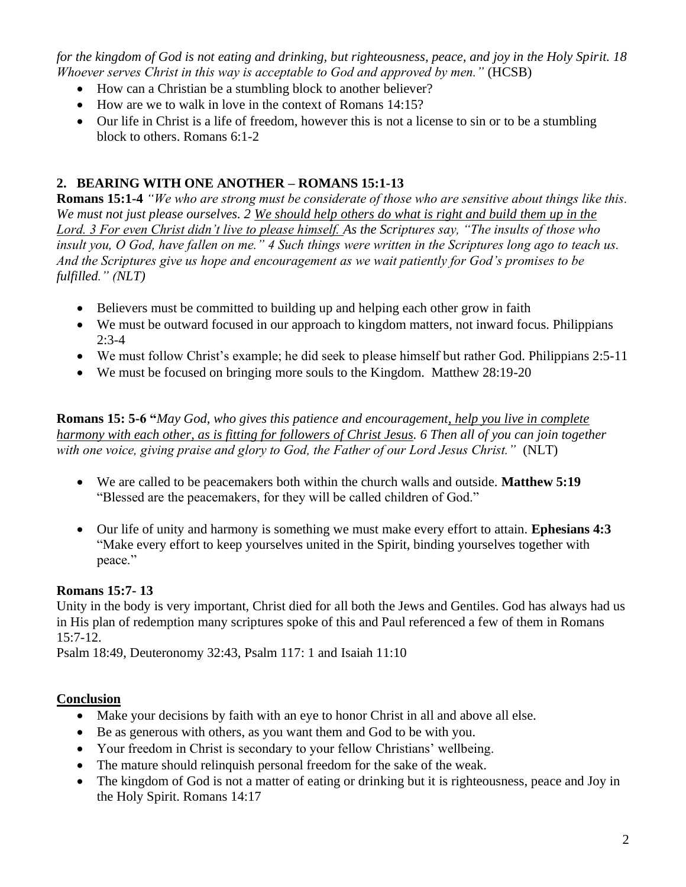*for the kingdom of God is not eating and drinking, but righteousness, peace, and joy in the Holy Spirit. 18 Whoever serves Christ in this way is acceptable to God and approved by men."* (HCSB)

- How can a Christian be a stumbling block to another believer?
- How are we to walk in love in the context of Romans 14:15?
- Our life in Christ is a life of freedom, however this is not a license to sin or to be a stumbling block to others. Romans 6:1-2

## 2. BEARING WITH ONE ANOTHER – ROMANS 15:1-13

**Romans 15:1-4** *"We who are strong must be considerate of those who are sensitive about things like this. We must not just please ourselves. 2 <u>We should help others do what is right and build them up in the Lord. 3 For even Christ didn't live to please himself.</u> As the Scriptures say, "The insults of those who insult you, O God, have fallen on me." 4 Such things were written in the Scriptures long ago to teach us. And the Scriptures give us hope and encouragement as we wait patiently for God's promises to be fulfilled." (NLT)*

- Believers must be committed to building up and helping each other grow in faith
- We must be outward focused in our approach to kingdom matters, not inward focus. Philippians 2:3-4
- We must follow Christ's example; he did seek to please himself but rather God. Philippians 2:5-11
- We must be focused on bringing more souls to the Kingdom. Matthew 28:19-20

**Romans 15: 5-6 "***May God, who gives this patience and encouragement<u>, help you live in complete harmony with each other, as is fitting for followers of Christ Jesus</u>. 6 Then all of you can join together with one voice, giving praise and glory to God, the Father of our Lord Jesus Christ."* (NLT)

- We are called to be peacemakers both within the church walls and outside. **Matthew 5:19** "Blessed are the peacemakers, for they will be called children of God."
- Our life of unity and harmony is something we must make every effort to attain. **Ephesians 4:3** "Make every effort to keep yourselves united in the Spirit, binding yourselves together with peace."

**Romans 15:7- 13**

Unity in the body is very important, Christ died for all both the Jews and Gentiles. God has always had us in His plan of redemption many scriptures spoke of this and Paul referenced a few of them in Romans 15:7-12.

Psalm 18:49, Deuteronomy 32:43, Psalm 117: 1 and Isaiah 11:10

## <u>Conclusion</u>

- Make your decisions by faith with an eye to honor Christ in all and above all else.
- Be as generous with others, as you want them and God to be with you.
- Your freedom in Christ is secondary to your fellow Christians' wellbeing.
- The mature should relinquish personal freedom for the sake of the weak.
- The kingdom of God is not a matter of eating or drinking but it is righteousness, peace and Joy in the Holy Spirit. Romans 14:17